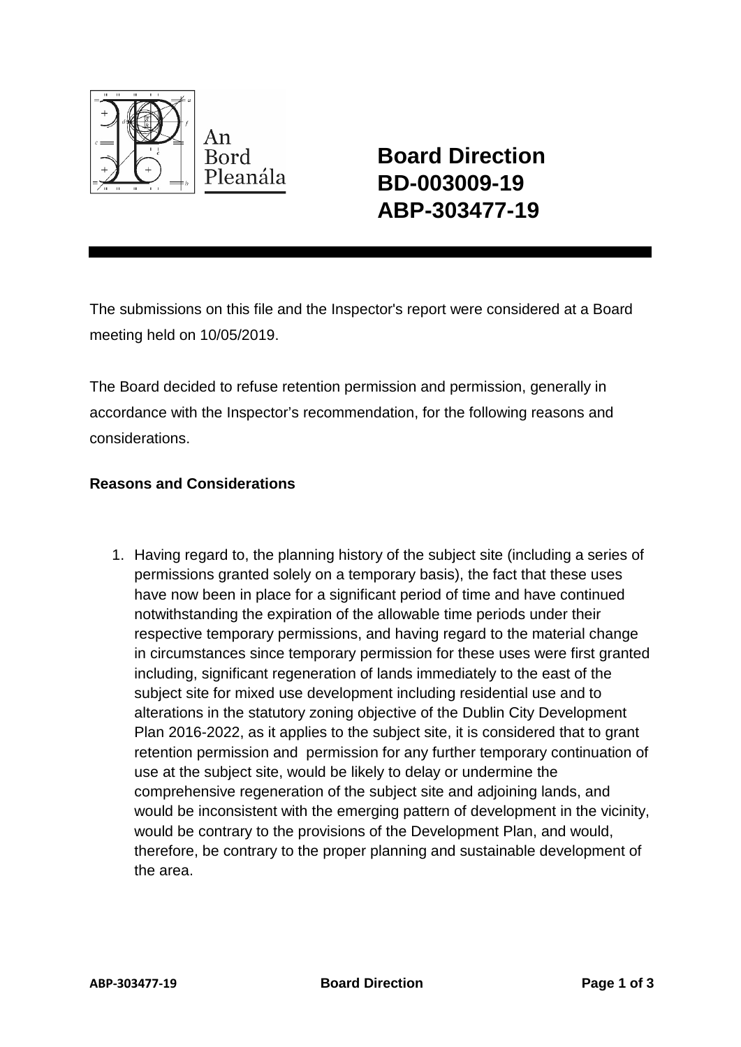An Bord Pleanála

# Board Direction
# BD-003009-19
# ABP-303477-19

The submissions on this file and the Inspector's report were considered at a Board meeting held on 10/05/2019.

The Board decided to refuse retention permission and permission, generally in accordance with the Inspector's recommendation, for the following reasons and considerations.

**Reasons and Considerations**

1. Having regard to, the planning history of the subject site (including a series of permissions granted solely on a temporary basis), the fact that these uses have now been in place for a significant period of time and have continued notwithstanding the expiration of the allowable time periods under their respective temporary permissions, and having regard to the material change in circumstances since temporary permission for these uses were first granted including, significant regeneration of lands immediately to the east of the subject site for mixed use development including residential use and to alterations in the statutory zoning objective of the Dublin City Development Plan 2016-2022, as it applies to the subject site, it is considered that to grant retention permission and permission for any further temporary continuation of use at the subject site, would be likely to delay or undermine the comprehensive regeneration of the subject site and adjoining lands, and would be inconsistent with the emerging pattern of development in the vicinity, would be contrary to the provisions of the Development Plan, and would, therefore, be contrary to the proper planning and sustainable development of the area.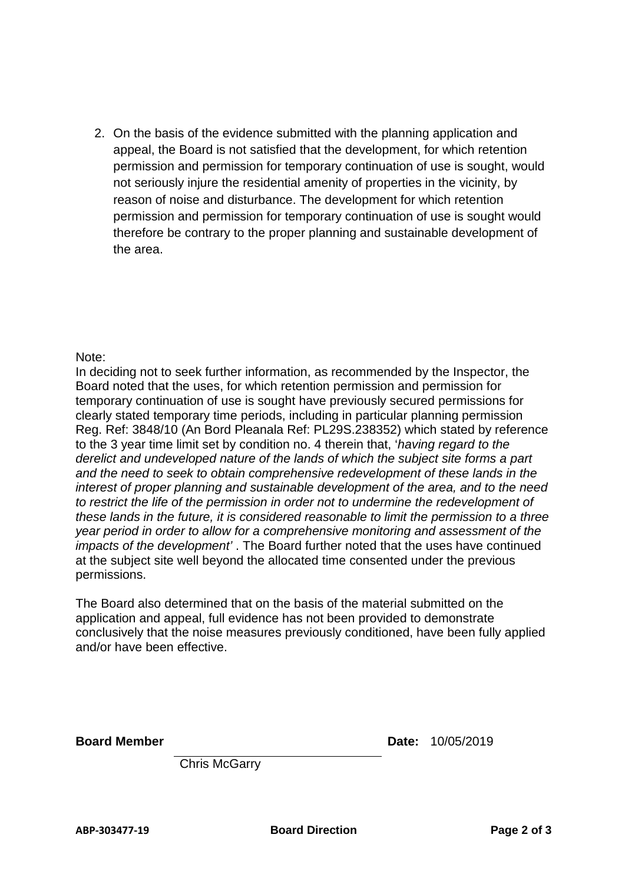2. On the basis of the evidence submitted with the planning application and appeal, the Board is not satisfied that the development, for which retention permission and permission for temporary continuation of use is sought, would not seriously injure the residential amenity of properties in the vicinity, by reason of noise and disturbance. The development for which retention permission and permission for temporary continuation of use is sought would therefore be contrary to the proper planning and sustainable development of the area.

Note:
In deciding not to seek further information, as recommended by the Inspector, the Board noted that the uses, for which retention permission and permission for temporary continuation of use is sought have previously secured permissions for clearly stated temporary time periods, including in particular planning permission Reg. Ref: 3848/10 (An Bord Pleanala Ref: PL29S.238352) which stated by reference to the 3 year time limit set by condition no. 4 therein that, '*having regard to the derelict and undeveloped nature of the lands of which the subject site forms a part and the need to seek to obtain comprehensive redevelopment of these lands in the interest of proper planning and sustainable development of the area, and to the need to restrict the life of the permission in order not to undermine the redevelopment of these lands in the future, it is considered reasonable to limit the permission to a three year period in order to allow for a comprehensive monitoring and assessment of the impacts of the development'* . The Board further noted that the uses have continued at the subject site well beyond the allocated time consented under the previous permissions.

The Board also determined that on the basis of the material submitted on the application and appeal, full evidence has not been provided to demonstrate conclusively that the noise measures previously conditioned, have been fully applied and/or have been effective.

**Board Member** Chris McGarry **Date:** 10/05/2019